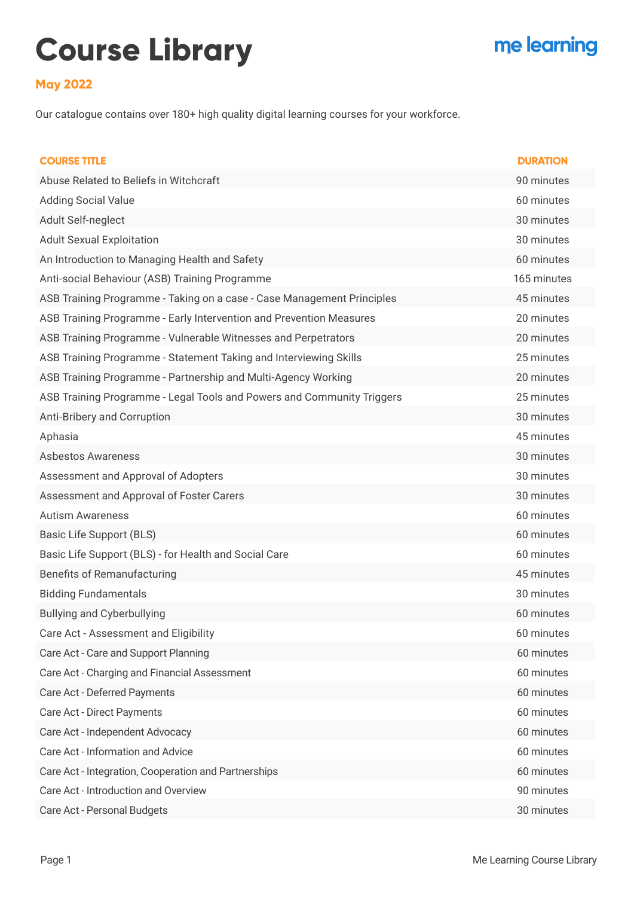# Course Library

me learning

**May 2022**

Our catalogue contains over 180+ high quality digital learning courses for your workforce.

| COURSE TITLE | DURATION |
|---|---|
| Abuse Related to Beliefs in Witchcraft | 90 minutes |
| Adding Social Value | 60 minutes |
| Adult Self-neglect | 30 minutes |
| Adult Sexual Exploitation | 30 minutes |
| An Introduction to Managing Health and Safety | 60 minutes |
| Anti-social Behaviour (ASB) Training Programme | 165 minutes |
| ASB Training Programme - Taking on a case - Case Management Principles | 45 minutes |
| ASB Training Programme - Early Intervention and Prevention Measures | 20 minutes |
| ASB Training Programme - Vulnerable Witnesses and Perpetrators | 20 minutes |
| ASB Training Programme - Statement Taking and Interviewing Skills | 25 minutes |
| ASB Training Programme - Partnership and Multi-Agency Working | 20 minutes |
| ASB Training Programme - Legal Tools and Powers and Community Triggers | 25 minutes |
| Anti-Bribery and Corruption | 30 minutes |
| Aphasia | 45 minutes |
| Asbestos Awareness | 30 minutes |
| Assessment and Approval of Adopters | 30 minutes |
| Assessment and Approval of Foster Carers | 30 minutes |
| Autism Awareness | 60 minutes |
| Basic Life Support (BLS) | 60 minutes |
| Basic Life Support (BLS) - for Health and Social Care | 60 minutes |
| Benefits of Remanufacturing | 45 minutes |
| Bidding Fundamentals | 30 minutes |
| Bullying and Cyberbullying | 60 minutes |
| Care Act - Assessment and Eligibility | 60 minutes |
| Care Act - Care and Support Planning | 60 minutes |
| Care Act - Charging and Financial Assessment | 60 minutes |
| Care Act - Deferred Payments | 60 minutes |
| Care Act - Direct Payments | 60 minutes |
| Care Act - Independent Advocacy | 60 minutes |
| Care Act - Information and Advice | 60 minutes |
| Care Act - Integration, Cooperation and Partnerships | 60 minutes |
| Care Act - Introduction and Overview | 90 minutes |
| Care Act - Personal Budgets | 30 minutes |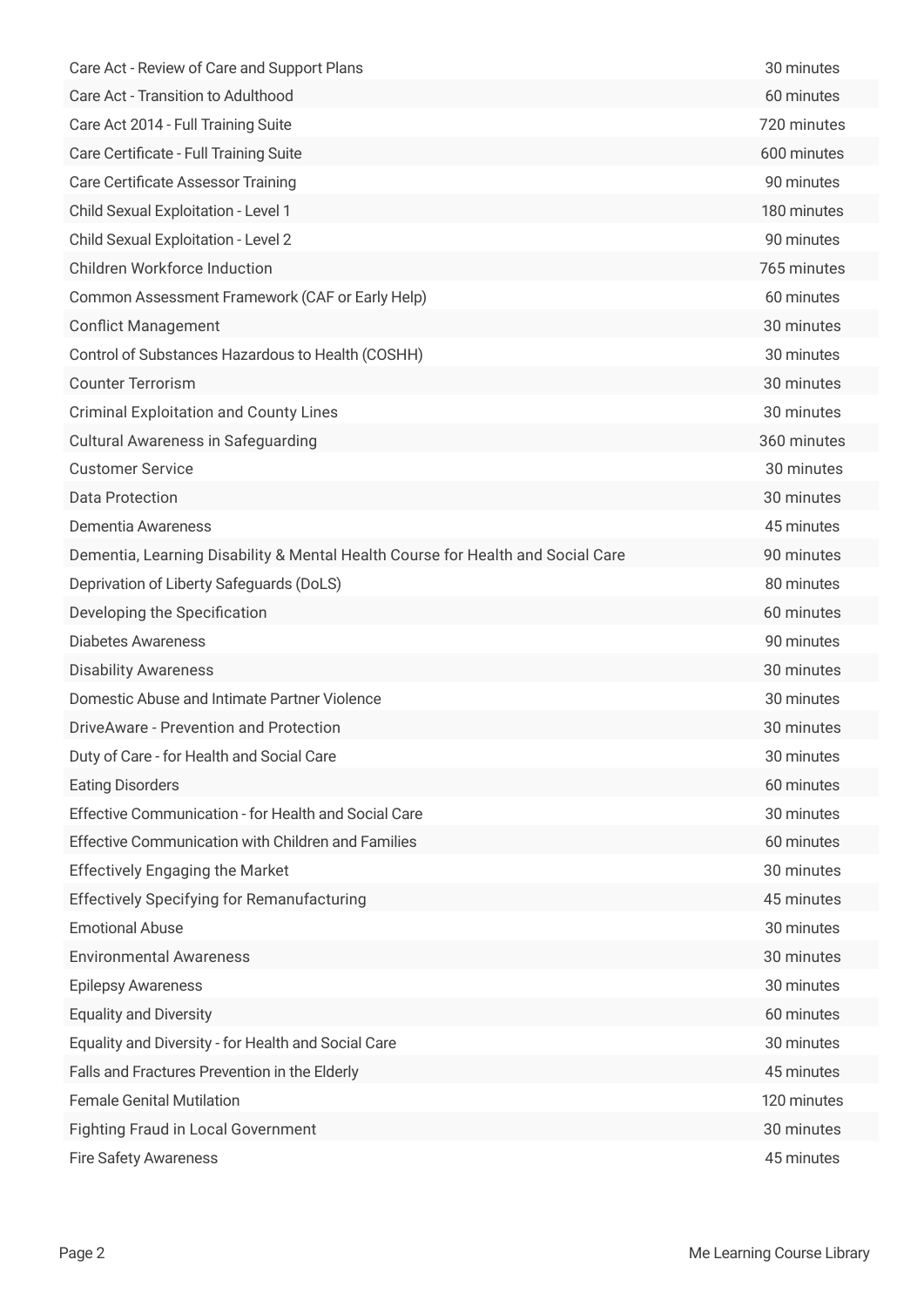| | |
|---|---|
| Care Act - Review of Care and Support Plans | 30 minutes |
| Care Act - Transition to Adulthood | 60 minutes |
| Care Act 2014 - Full Training Suite | 720 minutes |
| Care Certificate - Full Training Suite | 600 minutes |
| Care Certificate Assessor Training | 90 minutes |
| Child Sexual Exploitation - Level 1 | 180 minutes |
| Child Sexual Exploitation - Level 2 | 90 minutes |
| Children Workforce Induction | 765 minutes |
| Common Assessment Framework (CAF or Early Help) | 60 minutes |
| Conflict Management | 30 minutes |
| Control of Substances Hazardous to Health (COSHH) | 30 minutes |
| Counter Terrorism | 30 minutes |
| Criminal Exploitation and County Lines | 30 minutes |
| Cultural Awareness in Safeguarding | 360 minutes |
| Customer Service | 30 minutes |
| Data Protection | 30 minutes |
| Dementia Awareness | 45 minutes |
| Dementia, Learning Disability & Mental Health Course for Health and Social Care | 90 minutes |
| Deprivation of Liberty Safeguards (DoLS) | 80 minutes |
| Developing the Specification | 60 minutes |
| Diabetes Awareness | 90 minutes |
| Disability Awareness | 30 minutes |
| Domestic Abuse and Intimate Partner Violence | 30 minutes |
| DriveAware - Prevention and Protection | 30 minutes |
| Duty of Care - for Health and Social Care | 30 minutes |
| Eating Disorders | 60 minutes |
| Effective Communication - for Health and Social Care | 30 minutes |
| Effective Communication with Children and Families | 60 minutes |
| Effectively Engaging the Market | 30 minutes |
| Effectively Specifying for Remanufacturing | 45 minutes |
| Emotional Abuse | 30 minutes |
| Environmental Awareness | 30 minutes |
| Epilepsy Awareness | 30 minutes |
| Equality and Diversity | 60 minutes |
| Equality and Diversity - for Health and Social Care | 30 minutes |
| Falls and Fractures Prevention in the Elderly | 45 minutes |
| Female Genital Mutilation | 120 minutes |
| Fighting Fraud in Local Government | 30 minutes |
| Fire Safety Awareness | 45 minutes |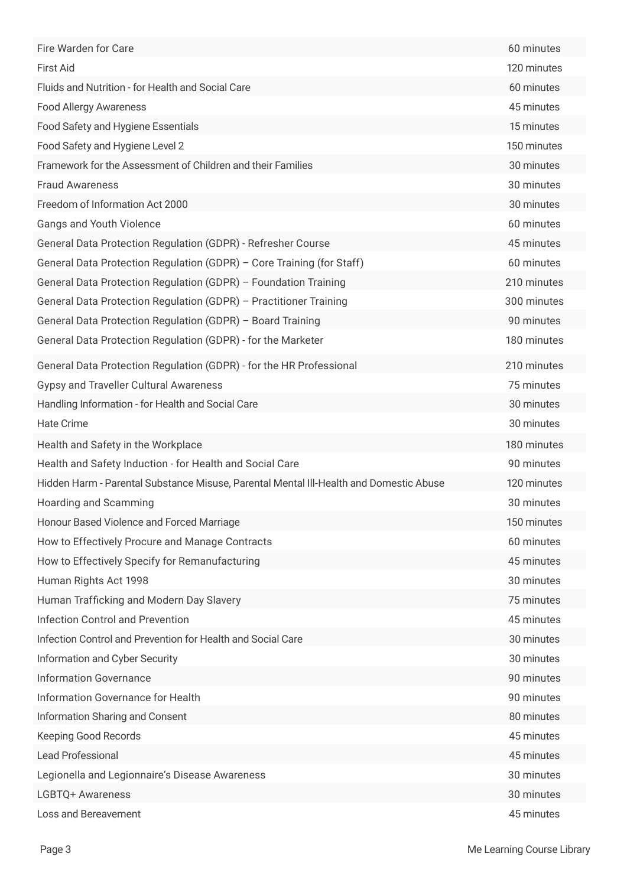| | |
|---|---|
| Fire Warden for Care | 60 minutes |
| First Aid | 120 minutes |
| Fluids and Nutrition - for Health and Social Care | 60 minutes |
| Food Allergy Awareness | 45 minutes |
| Food Safety and Hygiene Essentials | 15 minutes |
| Food Safety and Hygiene Level 2 | 150 minutes |
| Framework for the Assessment of Children and their Families | 30 minutes |
| Fraud Awareness | 30 minutes |
| Freedom of Information Act 2000 | 30 minutes |
| Gangs and Youth Violence | 60 minutes |
| General Data Protection Regulation (GDPR) - Refresher Course | 45 minutes |
| General Data Protection Regulation (GDPR) – Core Training (for Staff) | 60 minutes |
| General Data Protection Regulation (GDPR) – Foundation Training | 210 minutes |
| General Data Protection Regulation (GDPR) – Practitioner Training | 300 minutes |
| General Data Protection Regulation (GDPR) – Board Training | 90 minutes |
| General Data Protection Regulation (GDPR) - for the Marketer | 180 minutes |
| General Data Protection Regulation (GDPR) - for the HR Professional | 210 minutes |
| Gypsy and Traveller Cultural Awareness | 75 minutes |
| Handling Information - for Health and Social Care | 30 minutes |
| Hate Crime | 30 minutes |
| Health and Safety in the Workplace | 180 minutes |
| Health and Safety Induction - for Health and Social Care | 90 minutes |
| Hidden Harm - Parental Substance Misuse, Parental Mental Ill-Health and Domestic Abuse | 120 minutes |
| Hoarding and Scamming | 30 minutes |
| Honour Based Violence and Forced Marriage | 150 minutes |
| How to Effectively Procure and Manage Contracts | 60 minutes |
| How to Effectively Specify for Remanufacturing | 45 minutes |
| Human Rights Act 1998 | 30 minutes |
| Human Trafficking and Modern Day Slavery | 75 minutes |
| Infection Control and Prevention | 45 minutes |
| Infection Control and Prevention for Health and Social Care | 30 minutes |
| Information and Cyber Security | 30 minutes |
| Information Governance | 90 minutes |
| Information Governance for Health | 90 minutes |
| Information Sharing and Consent | 80 minutes |
| Keeping Good Records | 45 minutes |
| Lead Professional | 45 minutes |
| Legionella and Legionnaire's Disease Awareness | 30 minutes |
| LGBTQ+ Awareness | 30 minutes |
| Loss and Bereavement | 45 minutes |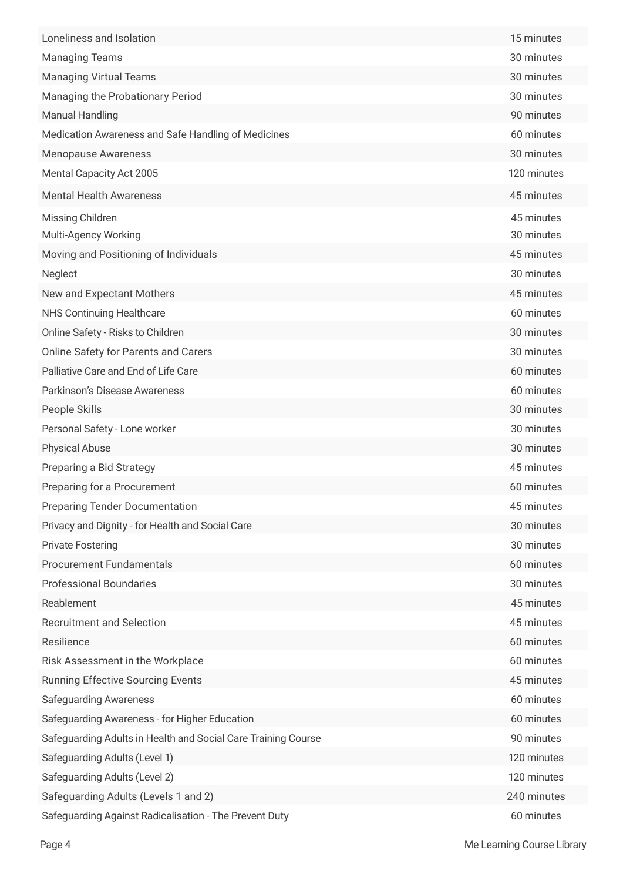| | |
|---|---|
| Loneliness and Isolation | 15 minutes |
| Managing Teams | 30 minutes |
| Managing Virtual Teams | 30 minutes |
| Managing the Probationary Period | 30 minutes |
| Manual Handling | 90 minutes |
| Medication Awareness and Safe Handling of Medicines | 60 minutes |
| Menopause Awareness | 30 minutes |
| Mental Capacity Act 2005 | 120 minutes |
| Mental Health Awareness | 45 minutes |
| Missing Children | 45 minutes |
| Multi-Agency Working | 30 minutes |
| Moving and Positioning of Individuals | 45 minutes |
| Neglect | 30 minutes |
| New and Expectant Mothers | 45 minutes |
| NHS Continuing Healthcare | 60 minutes |
| Online Safety - Risks to Children | 30 minutes |
| Online Safety for Parents and Carers | 30 minutes |
| Palliative Care and End of Life Care | 60 minutes |
| Parkinson's Disease Awareness | 60 minutes |
| People Skills | 30 minutes |
| Personal Safety - Lone worker | 30 minutes |
| Physical Abuse | 30 minutes |
| Preparing a Bid Strategy | 45 minutes |
| Preparing for a Procurement | 60 minutes |
| Preparing Tender Documentation | 45 minutes |
| Privacy and Dignity - for Health and Social Care | 30 minutes |
| Private Fostering | 30 minutes |
| Procurement Fundamentals | 60 minutes |
| Professional Boundaries | 30 minutes |
| Reablement | 45 minutes |
| Recruitment and Selection | 45 minutes |
| Resilience | 60 minutes |
| Risk Assessment in the Workplace | 60 minutes |
| Running Effective Sourcing Events | 45 minutes |
| Safeguarding Awareness | 60 minutes |
| Safeguarding Awareness - for Higher Education | 60 minutes |
| Safeguarding Adults in Health and Social Care Training Course | 90 minutes |
| Safeguarding Adults (Level 1) | 120 minutes |
| Safeguarding Adults (Level 2) | 120 minutes |
| Safeguarding Adults (Levels 1 and 2) | 240 minutes |
| Safeguarding Against Radicalisation - The Prevent Duty | 60 minutes |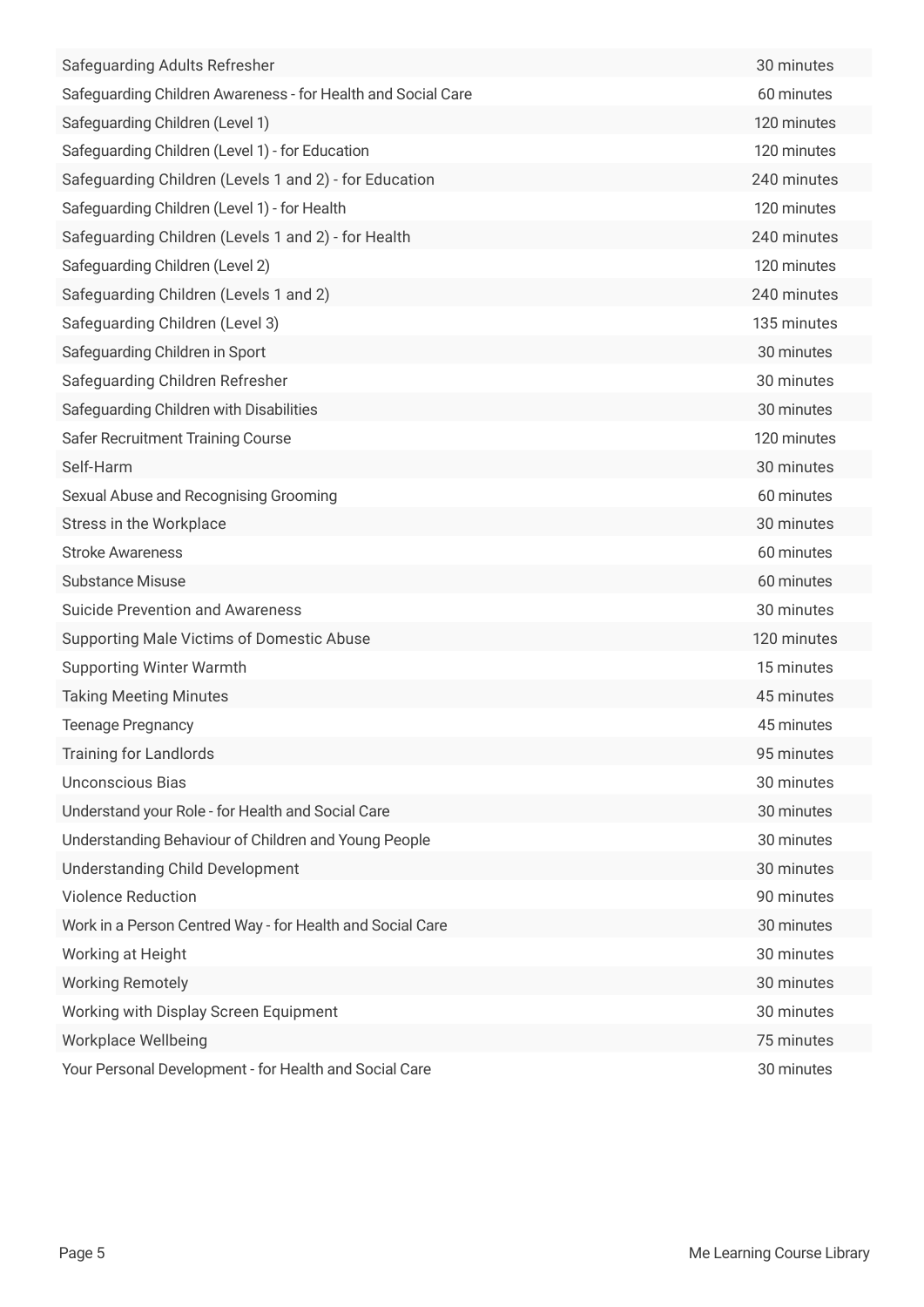| | |
|---|---|
| Safeguarding Adults Refresher | 30 minutes |
| Safeguarding Children Awareness - for Health and Social Care | 60 minutes |
| Safeguarding Children (Level 1) | 120 minutes |
| Safeguarding Children (Level 1) - for Education | 120 minutes |
| Safeguarding Children (Levels 1 and 2) - for Education | 240 minutes |
| Safeguarding Children (Level 1) - for Health | 120 minutes |
| Safeguarding Children (Levels 1 and 2) - for Health | 240 minutes |
| Safeguarding Children (Level 2) | 120 minutes |
| Safeguarding Children (Levels 1 and 2) | 240 minutes |
| Safeguarding Children (Level 3) | 135 minutes |
| Safeguarding Children in Sport | 30 minutes |
| Safeguarding Children Refresher | 30 minutes |
| Safeguarding Children with Disabilities | 30 minutes |
| Safer Recruitment Training Course | 120 minutes |
| Self-Harm | 30 minutes |
| Sexual Abuse and Recognising Grooming | 60 minutes |
| Stress in the Workplace | 30 minutes |
| Stroke Awareness | 60 minutes |
| Substance Misuse | 60 minutes |
| Suicide Prevention and Awareness | 30 minutes |
| Supporting Male Victims of Domestic Abuse | 120 minutes |
| Supporting Winter Warmth | 15 minutes |
| Taking Meeting Minutes | 45 minutes |
| Teenage Pregnancy | 45 minutes |
| Training for Landlords | 95 minutes |
| Unconscious Bias | 30 minutes |
| Understand your Role - for Health and Social Care | 30 minutes |
| Understanding Behaviour of Children and Young People | 30 minutes |
| Understanding Child Development | 30 minutes |
| Violence Reduction | 90 minutes |
| Work in a Person Centred Way - for Health and Social Care | 30 minutes |
| Working at Height | 30 minutes |
| Working Remotely | 30 minutes |
| Working with Display Screen Equipment | 30 minutes |
| Workplace Wellbeing | 75 minutes |
| Your Personal Development - for Health and Social Care | 30 minutes |